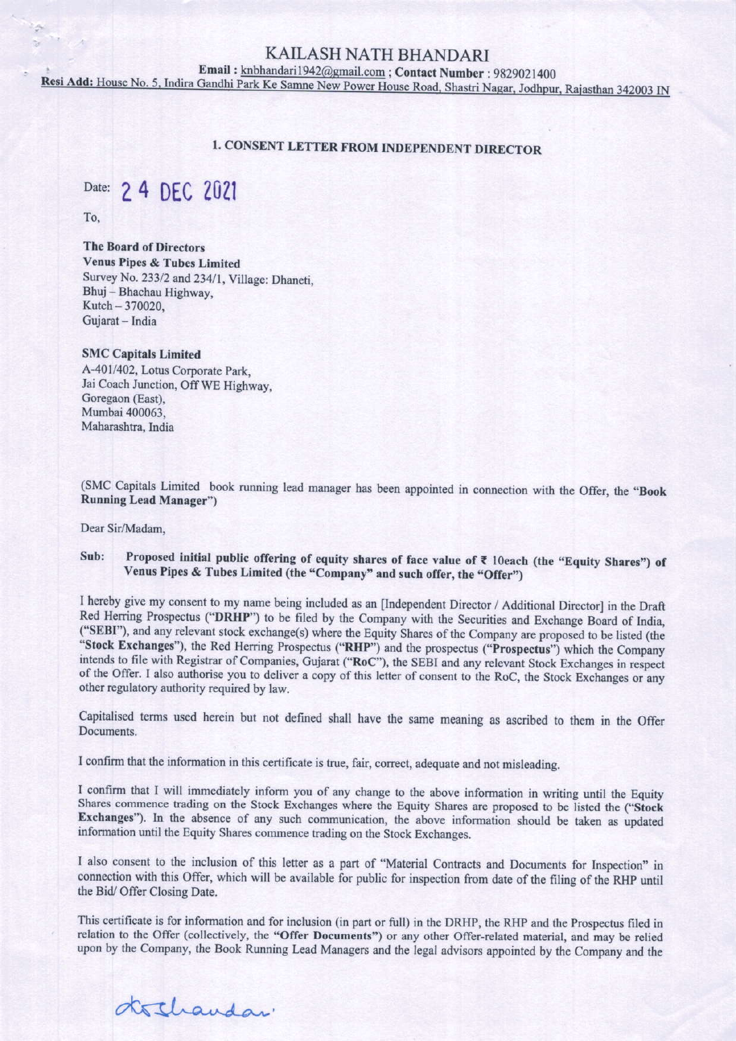# KAILASH NATH BHANDARI

**Email :** knbhandari1942@gmail.com ; **Contact Number** : 9829021400

**Resi Add:** House No. 5, Indira Gandhi Park Ke Samne New Power House Road, Shastri Nagar, Jodhpur, Rajasthan 342003 IN

## 1. CONSENT LETTER FROM INDEPENDENT DIRECTOR

Date: 24 DEC 2021

To,

**The Board of Directors**
**Venus Pipes & Tubes Limited**
Survey No. 233/2 and 234/1, Village: Dhaneti,
Bhuj – Bhachau Highway,
Kutch – 370020,
Gujarat – India

**SMC Capitals Limited**
A-401/402, Lotus Corporate Park,
Jai Coach Junction, Off WE Highway,
Goregaon (East),
Mumbai 400063,
Maharashtra, India

(SMC Capitals Limited book running lead manager has been appointed in connection with the Offer, the "**Book Running Lead Manager**")

Dear Sir/Madam,

**Sub: Proposed initial public offering of equity shares of face value of ₹ 10each (the "Equity Shares") of Venus Pipes & Tubes Limited (the "Company" and such offer, the "Offer")**

I hereby give my consent to my name being included as an [Independent Director / Additional Director] in the Draft Red Herring Prospectus ("**DRHP**") to be filed by the Company with the Securities and Exchange Board of India, ("SEBI"), and any relevant stock exchange(s) where the Equity Shares of the Company are proposed to be listed (the "**Stock Exchanges**"), the Red Herring Prospectus ("**RHP**") and the prospectus ("**Prospectus**") which the Company intends to file with Registrar of Companies, Gujarat ("**RoC**"), the SEBI and any relevant Stock Exchanges in respect of the Offer. I also authorise you to deliver a copy of this letter of consent to the RoC, the Stock Exchanges or any other regulatory authority required by law.

Capitalised terms used herein but not defined shall have the same meaning as ascribed to them in the Offer Documents.

I confirm that the information in this certificate is true, fair, correct, adequate and not misleading.

I confirm that I will immediately inform you of any change to the above information in writing until the Equity Shares commence trading on the Stock Exchanges where the Equity Shares are proposed to be listed the ("**Stock Exchanges**"). In the absence of any such communication, the above information should be taken as updated information until the Equity Shares commence trading on the Stock Exchanges.

I also consent to the inclusion of this letter as a part of "Material Contracts and Documents for Inspection" in connection with this Offer, which will be available for public for inspection from date of the filing of the RHP until the Bid/ Offer Closing Date.

This certificate is for information and for inclusion (in part or full) in the DRHP, the RHP and the Prospectus filed in relation to the Offer (collectively, the "**Offer Documents**") or any other Offer-related material, and may be relied upon by the Company, the Book Running Lead Managers and the legal advisors appointed by the Company and the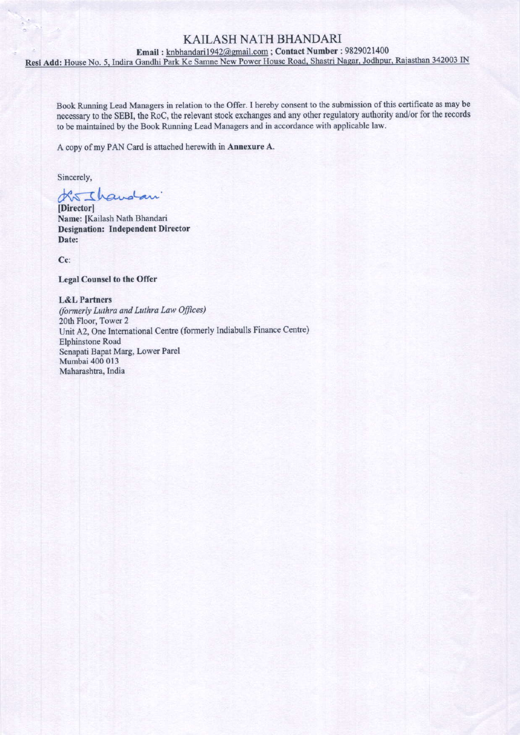# KAILASH NATH BHANDARI

**Email :** knbhandari1942@gmail.com ; **Contact Number** : 9829021400

**Resi Add:** House No. 5, Indira Gandhi Park Ke Samne New Power House Road, Shastri Nagar, Jodhpur, Rajasthan 342003 IN

Book Running Lead Managers in relation to the Offer. I hereby consent to the submission of this certificate as may be necessary to the SEBI, the RoC, the relevant stock exchanges and any other regulatory authority and/or for the records to be maintained by the Book Running Lead Managers and in accordance with applicable law.

A copy of my PAN Card is attached herewith in **Annexure A**.

Sincerely,

**[Director]**
**Name:** [Kailash Nath Bhandari
**Designation: Independent Director**
**Date:**

**Cc**:

**Legal Counsel to the Offer**

**L&L Partners**
*(formerly Luthra and Luthra Law Offices)*
20th Floor, Tower 2
Unit A2, One International Centre (formerly Indiabulls Finance Centre)
Elphinstone Road
Senapati Bapat Marg, Lower Parel
Mumbai 400 013
Maharashtra, India